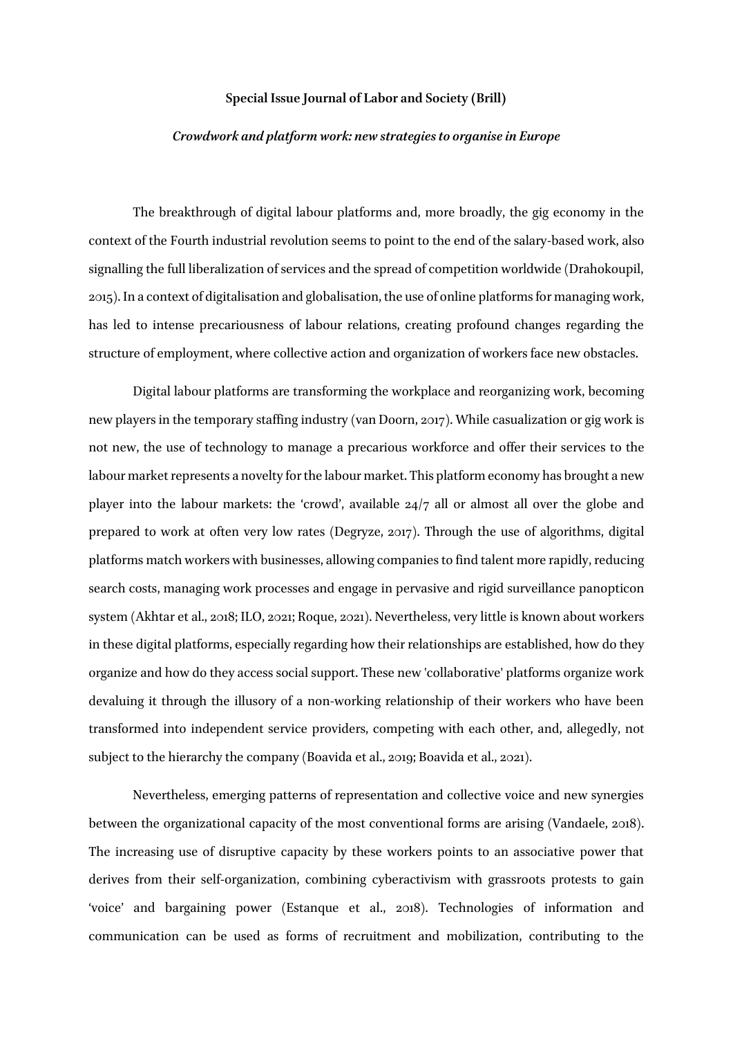**Special Issue Journal of Labor and Society (Brill)**

***Crowdwork and platform work: new strategies to organise in Europe***

The breakthrough of digital labour platforms and, more broadly, the gig economy in the context of the Fourth industrial revolution seems to point to the end of the salary-based work, also signalling the full liberalization of services and the spread of competition worldwide (Drahokoupil, 2015). In a context of digitalisation and globalisation, the use of online platforms for managing work, has led to intense precariousness of labour relations, creating profound changes regarding the structure of employment, where collective action and organization of workers face new obstacles.

Digital labour platforms are transforming the workplace and reorganizing work, becoming new players in the temporary staffing industry (van Doorn, 2017). While casualization or gig work is not new, the use of technology to manage a precarious workforce and offer their services to the labour market represents a novelty for the labour market. This platform economy has brought a new player into the labour markets: the 'crowd', available 24/7 all or almost all over the globe and prepared to work at often very low rates (Degryze, 2017). Through the use of algorithms, digital platforms match workers with businesses, allowing companies to find talent more rapidly, reducing search costs, managing work processes and engage in pervasive and rigid surveillance panopticon system (Akhtar et al., 2018; ILO, 2021; Roque, 2021). Nevertheless, very little is known about workers in these digital platforms, especially regarding how their relationships are established, how do they organize and how do they access social support. These new 'collaborative' platforms organize work devaluing it through the illusory of a non-working relationship of their workers who have been transformed into independent service providers, competing with each other, and, allegedly, not subject to the hierarchy the company (Boavida et al., 2019; Boavida et al., 2021).

Nevertheless, emerging patterns of representation and collective voice and new synergies between the organizational capacity of the most conventional forms are arising (Vandaele, 2018). The increasing use of disruptive capacity by these workers points to an associative power that derives from their self-organization, combining cyberactivism with grassroots protests to gain 'voice' and bargaining power (Estanque et al., 2018). Technologies of information and communication can be used as forms of recruitment and mobilization, contributing to the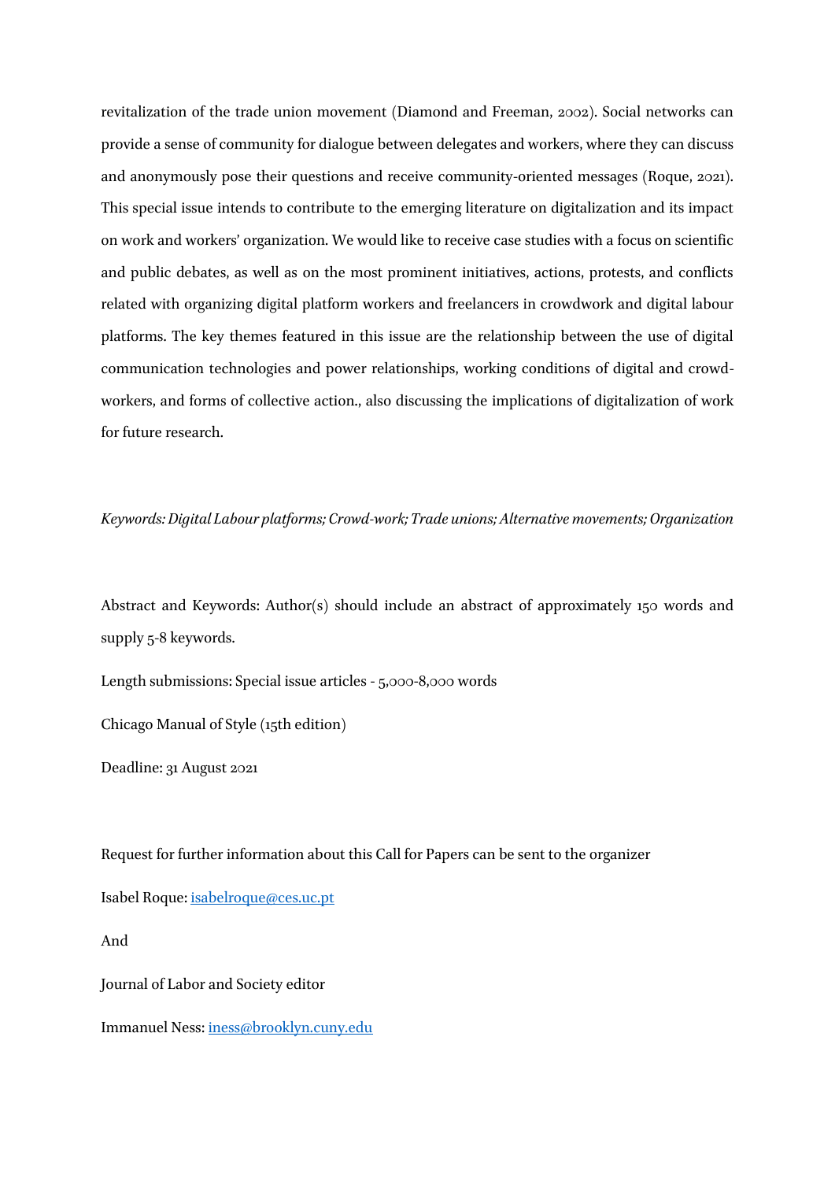revitalization of the trade union movement (Diamond and Freeman, 2002). Social networks can provide a sense of community for dialogue between delegates and workers, where they can discuss and anonymously pose their questions and receive community-oriented messages (Roque, 2021). This special issue intends to contribute to the emerging literature on digitalization and its impact on work and workers' organization. We would like to receive case studies with a focus on scientific and public debates, as well as on the most prominent initiatives, actions, protests, and conflicts related with organizing digital platform workers and freelancers in crowdwork and digital labour platforms. The key themes featured in this issue are the relationship between the use of digital communication technologies and power relationships, working conditions of digital and crowd-workers, and forms of collective action., also discussing the implications of digitalization of work for future research.

*Keywords: Digital Labour platforms; Crowd-work; Trade unions; Alternative movements; Organization*

Abstract and Keywords: Author(s) should include an abstract of approximately 150 words and supply 5-8 keywords.

Length submissions: Special issue articles - 5,000-8,000 words

Chicago Manual of Style (15th edition)

Deadline: 31 August 2021

Request for further information about this Call for Papers can be sent to the organizer

Isabel Roque: [isabelroque@ces.uc.pt](mailto:isabelroque@ces.uc.pt)

And

Journal of Labor and Society editor

Immanuel Ness: [iness@brooklyn.cuny.edu](mailto:iness@brooklyn.cuny.edu)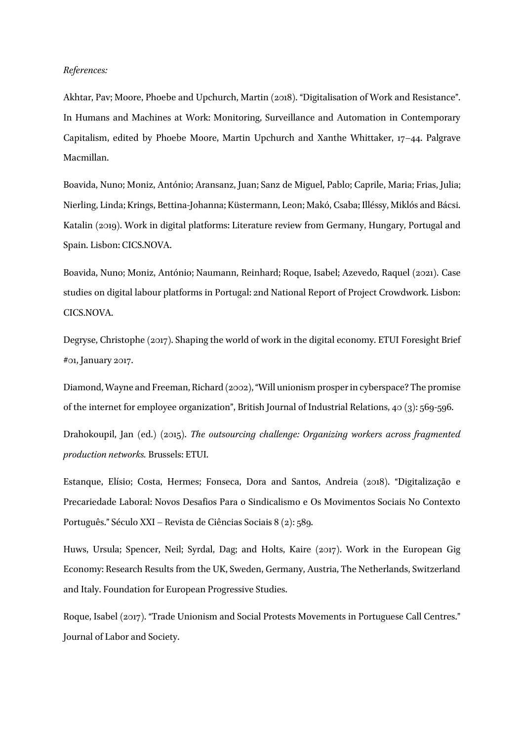*References:*

Akhtar, Pav; Moore, Phoebe and Upchurch, Martin (2018). "Digitalisation of Work and Resistance". In Humans and Machines at Work: Monitoring, Surveillance and Automation in Contemporary Capitalism, edited by Phoebe Moore, Martin Upchurch and Xanthe Whittaker, 17–44. Palgrave Macmillan.

Boavida, Nuno; Moniz, António; Aransanz, Juan; Sanz de Miguel, Pablo; Caprile, Maria; Frias, Julia; Nierling, Linda; Krings, Bettina-Johanna; Küstermann, Leon; Makó, Csaba; Illéssy, Miklós and Bácsi. Katalin (2019). Work in digital platforms: Literature review from Germany, Hungary, Portugal and Spain. Lisbon: CICS.NOVA.

Boavida, Nuno; Moniz, António; Naumann, Reinhard; Roque, Isabel; Azevedo, Raquel (2021). Case studies on digital labour platforms in Portugal: 2nd National Report of Project Crowdwork. Lisbon: CICS.NOVA.

Degryse, Christophe (2017). Shaping the world of work in the digital economy. ETUI Foresight Brief #01, January 2017.

Diamond, Wayne and Freeman, Richard (2002), "Will unionism prosper in cyberspace? The promise of the internet for employee organization", British Journal of Industrial Relations, 40 (3): 569-596.

Drahokoupil, Jan (ed.) (2015). *The outsourcing challenge: Organizing workers across fragmented production networks.* Brussels: ETUI.

Estanque, Elísio; Costa, Hermes; Fonseca, Dora and Santos, Andreia (2018). "Digitalização e Precariedade Laboral: Novos Desafios Para o Sindicalismo e Os Movimentos Sociais No Contexto Português." Século XXI – Revista de Ciências Sociais 8 (2): 589.

Huws, Ursula; Spencer, Neil; Syrdal, Dag; and Holts, Kaire (2017). Work in the European Gig Economy: Research Results from the UK, Sweden, Germany, Austria, The Netherlands, Switzerland and Italy. Foundation for European Progressive Studies.

Roque, Isabel (2017). "Trade Unionism and Social Protests Movements in Portuguese Call Centres." Journal of Labor and Society.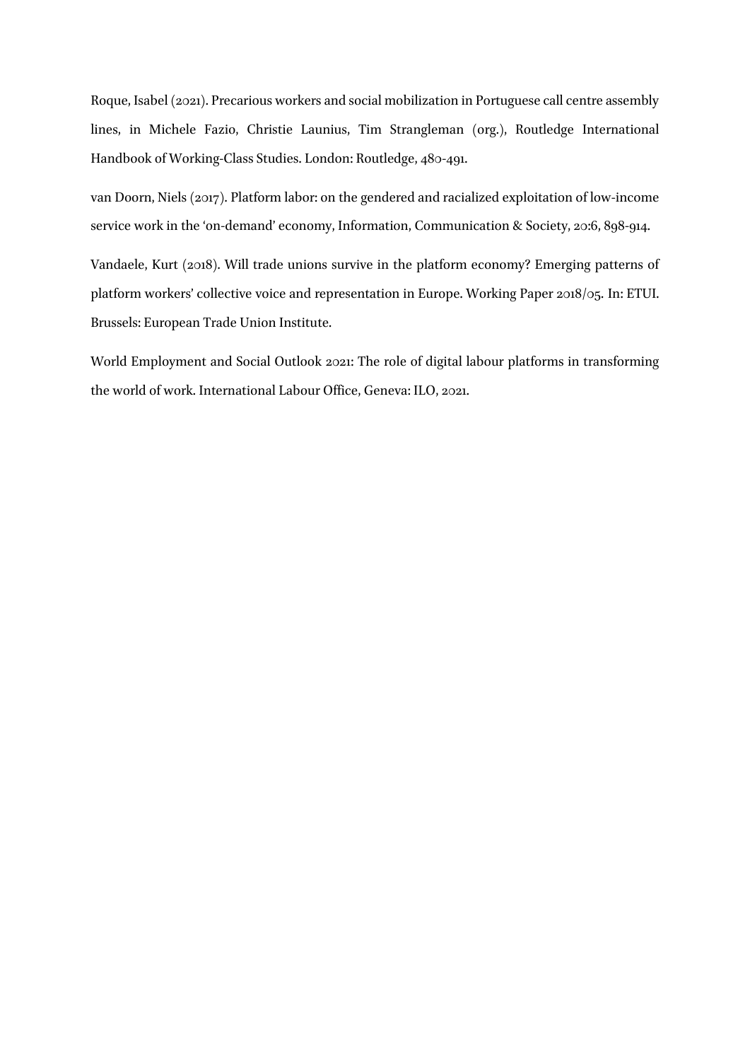Roque, Isabel (2021). Precarious workers and social mobilization in Portuguese call centre assembly lines, in Michele Fazio, Christie Launius, Tim Strangleman (org.), Routledge International Handbook of Working-Class Studies. London: Routledge, 480-491.

van Doorn, Niels (2017). Platform labor: on the gendered and racialized exploitation of low-income service work in the 'on-demand' economy, Information, Communication & Society, 20:6, 898-914.

Vandaele, Kurt (2018). Will trade unions survive in the platform economy? Emerging patterns of platform workers' collective voice and representation in Europe. Working Paper 2018/05. In: ETUI. Brussels: European Trade Union Institute.

World Employment and Social Outlook 2021: The role of digital labour platforms in transforming the world of work. International Labour Office, Geneva: ILO, 2021.